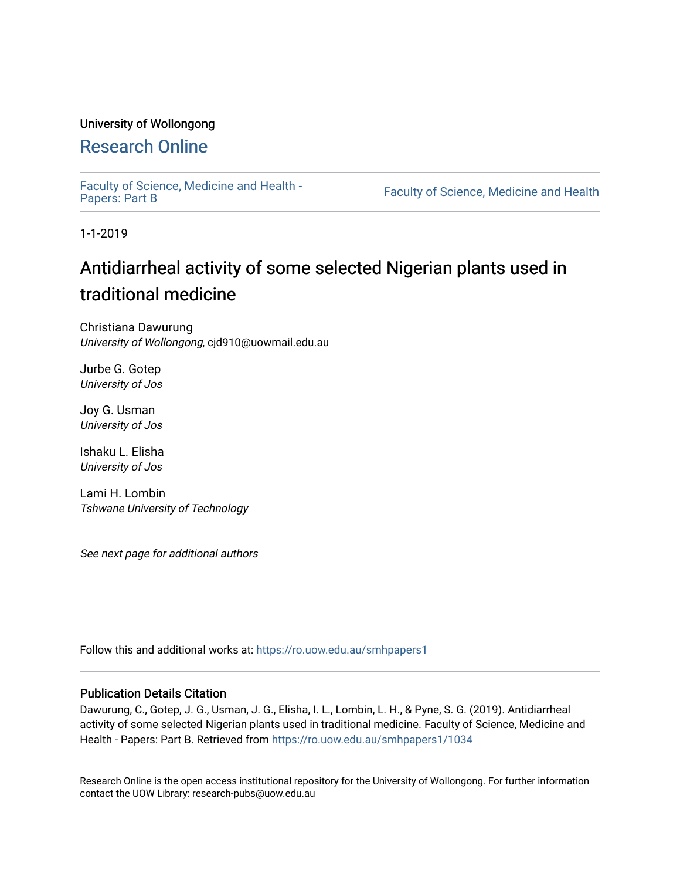University of Wollongong

## Research Online

Faculty of Science, Medicine and Health - Papers: Part B

Faculty of Science, Medicine and Health

1-1-2019

# Antidiarrheal activity of some selected Nigerian plants used in traditional medicine

Christiana Dawurung
*University of Wollongong*, cjd910@uowmail.edu.au

Jurbe G. Gotep
*University of Jos*

Joy G. Usman
*University of Jos*

Ishaku L. Elisha
*University of Jos*

Lami H. Lombin
*Tshwane University of Technology*

*See next page for additional authors*

Follow this and additional works at: https://ro.uow.edu.au/smhpapers1

### Publication Details Citation

Dawurung, C., Gotep, J. G., Usman, J. G., Elisha, I. L., Lombin, L. H., & Pyne, S. G. (2019). Antidiarrheal activity of some selected Nigerian plants used in traditional medicine. Faculty of Science, Medicine and Health - Papers: Part B. Retrieved from https://ro.uow.edu.au/smhpapers1/1034

Research Online is the open access institutional repository for the University of Wollongong. For further information contact the UOW Library: research-pubs@uow.edu.au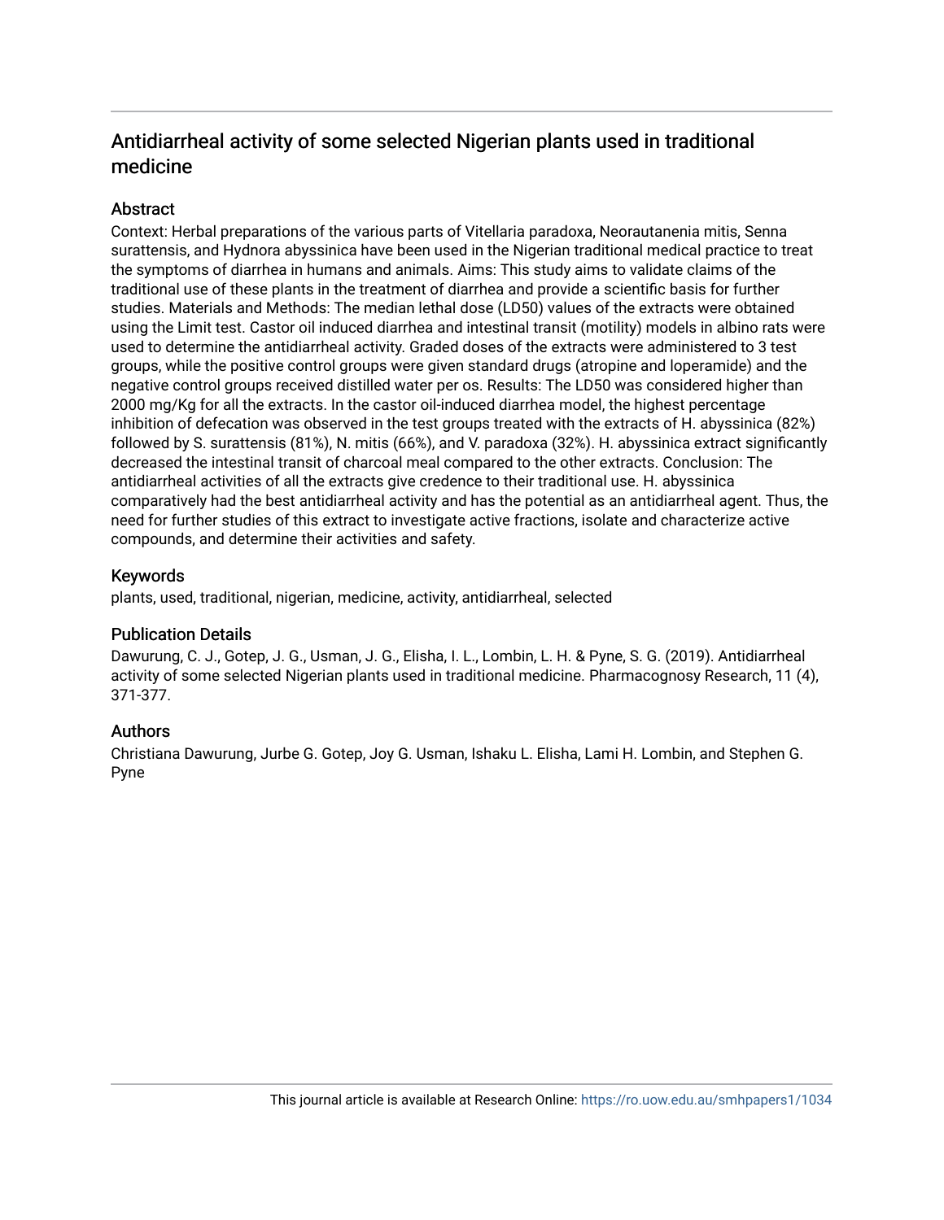# Antidiarrheal activity of some selected Nigerian plants used in traditional medicine

## Abstract

Context: Herbal preparations of the various parts of Vitellaria paradoxa, Neorautanenia mitis, Senna surattensis, and Hydnora abyssinica have been used in the Nigerian traditional medical practice to treat the symptoms of diarrhea in humans and animals. Aims: This study aims to validate claims of the traditional use of these plants in the treatment of diarrhea and provide a scientific basis for further studies. Materials and Methods: The median lethal dose (LD50) values of the extracts were obtained using the Limit test. Castor oil induced diarrhea and intestinal transit (motility) models in albino rats were used to determine the antidiarrheal activity. Graded doses of the extracts were administered to 3 test groups, while the positive control groups were given standard drugs (atropine and loperamide) and the negative control groups received distilled water per os. Results: The LD50 was considered higher than 2000 mg/Kg for all the extracts. In the castor oil-induced diarrhea model, the highest percentage inhibition of defecation was observed in the test groups treated with the extracts of H. abyssinica (82%) followed by S. surattensis (81%), N. mitis (66%), and V. paradoxa (32%). H. abyssinica extract significantly decreased the intestinal transit of charcoal meal compared to the other extracts. Conclusion: The antidiarrheal activities of all the extracts give credence to their traditional use. H. abyssinica comparatively had the best antidiarrheal activity and has the potential as an antidiarrheal agent. Thus, the need for further studies of this extract to investigate active fractions, isolate and characterize active compounds, and determine their activities and safety.

## Keywords

plants, used, traditional, nigerian, medicine, activity, antidiarrheal, selected

## Publication Details

Dawurung, C. J., Gotep, J. G., Usman, J. G., Elisha, I. L., Lombin, L. H. & Pyne, S. G. (2019). Antidiarrheal activity of some selected Nigerian plants used in traditional medicine. Pharmacognosy Research, 11 (4), 371-377.

## Authors

Christiana Dawurung, Jurbe G. Gotep, Joy G. Usman, Ishaku L. Elisha, Lami H. Lombin, and Stephen G. Pyne

This journal article is available at Research Online: https://ro.uow.edu.au/smhpapers1/1034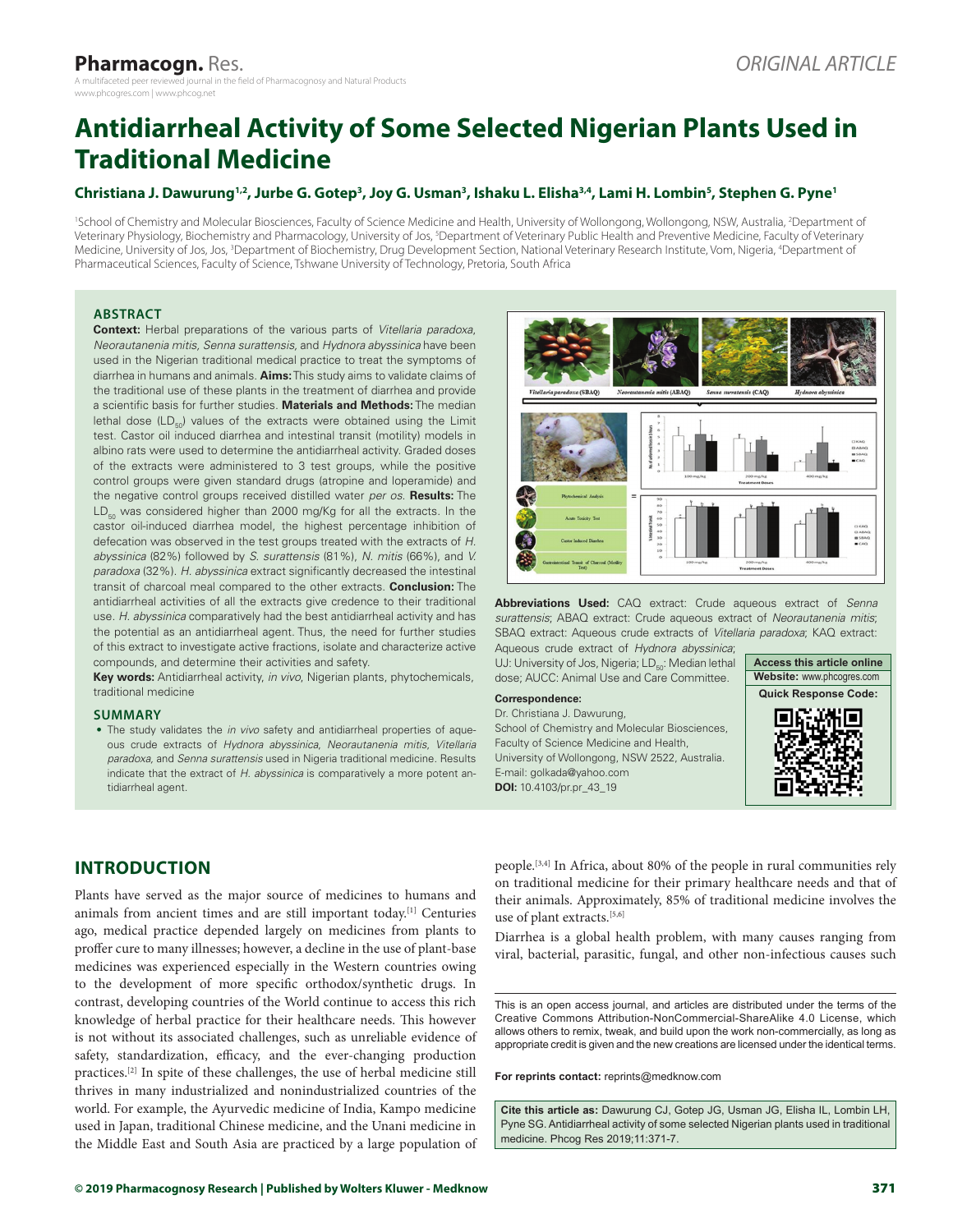# Antidiarrheal Activity of Some Selected Nigerian Plants Used in Traditional Medicine

**Christiana J. Dawurung[1,2], Jurbe G. Gotep[3], Joy G. Usman[3], Ishaku L. Elisha[3,4], Lami H. Lombin[5], Stephen G. Pyne[1]**

[1]School of Chemistry and Molecular Biosciences, Faculty of Science Medicine and Health, University of Wollongong, Wollongong, NSW, Australia, [2]Department of Veterinary Physiology, Biochemistry and Pharmacology, University of Jos, [5]Department of Veterinary Public Health and Preventive Medicine, Faculty of Veterinary Medicine, University of Jos, Jos, [3]Department of Biochemistry, Drug Development Section, National Veterinary Research Institute, Vom, Nigeria, [4]Department of Pharmaceutical Sciences, Faculty of Science, Tshwane University of Technology, Pretoria, South Africa

## ABSTRACT

**Context:** Herbal preparations of the various parts of *Vitellaria paradoxa, Neorautanenia mitis, Senna surattensis,* and *Hydnora abyssinica* have been used in the Nigerian traditional medical practice to treat the symptoms of diarrhea in humans and animals. **Aims:** This study aims to validate claims of the traditional use of these plants in the treatment of diarrhea and provide a scientific basis for further studies. **Materials and Methods:** The median lethal dose ($LD_{50}$) values of the extracts were obtained using the Limit test. Castor oil induced diarrhea and intestinal transit (motility) models in albino rats were used to determine the antidiarrheal activity. Graded doses of the extracts were administered to 3 test groups, while the positive control groups were given standard drugs (atropine and loperamide) and the negative control groups received distilled water *per os.* **Results:** The $LD_{50}$ was considered higher than 2000 mg/Kg for all the extracts. In the castor oil-induced diarrhea model, the highest percentage inhibition of defecation was observed in the test groups treated with the extracts of *H. abyssinica* (82%) followed by *S. surattensis* (81%), *N. mitis* (66%), and *V. paradoxa* (32%). *H. abyssinica* extract significantly decreased the intestinal transit of charcoal meal compared to the other extracts. **Conclusion:** The antidiarrheal activities of all the extracts give credence to their traditional use. *H. abyssinica* comparatively had the best antidiarrheal activity and has the potential as an antidiarrheal agent. Thus, the need for further studies of this extract to investigate active fractions, isolate and characterize active compounds, and determine their activities and safety.

**Key words:** Antidiarrheal activity, *in vivo*, Nigerian plants, phytochemicals, traditional medicine

## SUMMARY

- The study validates the *in vivo* safety and antidiarrheal properties of aqueous crude extracts of *Hydnora abyssinica, Neorautanenia mitis, Vitellaria paradoxa,* and *Senna surattensis* used in Nigeria traditional medicine. Results indicate that the extract of *H. abyssinica* is comparatively a more potent antidiarrheal agent.

**Abbreviations Used:** CAQ extract: Crude aqueous extract of *Senna surattensis*; ABAQ extract: Crude aqueous extract of *Neorautanenia mitis*; SBAQ extract: Aqueous crude extracts of *Vitellaria paradoxa*; KAQ extract: Aqueous crude extract of *Hydnora abyssinica*; UJ: University of Jos, Nigeria; $LD_{50}$: Median lethal dose; AUCC: Animal Use and Care Committee.

**Correspondence:**
Dr. Christiana J. Dawurung,
School of Chemistry and Molecular Biosciences, Faculty of Science Medicine and Health, University of Wollongong, NSW 2522, Australia.
E-mail: golkada@yahoo.com
**DOI:** 10.4103/pr.pr_43_19

**Access this article online**
**Website:** www.phcogres.com
**Quick Response Code:**

## INTRODUCTION

Plants have served as the major source of medicines to humans and animals from ancient times and are still important today.[1] Centuries ago, medical practice depended largely on medicines from plants to proffer cure to many illnesses; however, a decline in the use of plant-base medicines was experienced especially in the Western countries owing to the development of more specific orthodox/synthetic drugs. In contrast, developing countries of the World continue to access this rich knowledge of herbal practice for their healthcare needs. This however is not without its associated challenges, such as unreliable evidence of safety, standardization, efficacy, and the ever-changing production practices.[2] In spite of these challenges, the use of herbal medicine still thrives in many industrialized and nonindustrialized countries of the world. For example, the Ayurvedic medicine of India, Kampo medicine used in Japan, traditional Chinese medicine, and the Unani medicine in the Middle East and South Asia are practiced by a large population of people.[3,4] In Africa, about 80% of the people in rural communities rely on traditional medicine for their primary healthcare needs and that of their animals. Approximately, 85% of traditional medicine involves the use of plant extracts.[5,6]

Diarrhea is a global health problem, with many causes ranging from viral, bacterial, parasitic, fungal, and other non-infectious causes such

This is an open access journal, and articles are distributed under the terms of the Creative Commons Attribution-NonCommercial-ShareAlike 4.0 License, which allows others to remix, tweak, and build upon the work non-commercially, as long as appropriate credit is given and the new creations are licensed under the identical terms.

**For reprints contact:** reprints@medknow.com

**Cite this article as:** Dawurung CJ, Gotep JG, Usman JG, Elisha IL, Lombin LH, Pyne SG. Antidiarrheal activity of some selected Nigerian plants used in traditional medicine. Phcog Res 2019;11:371-7.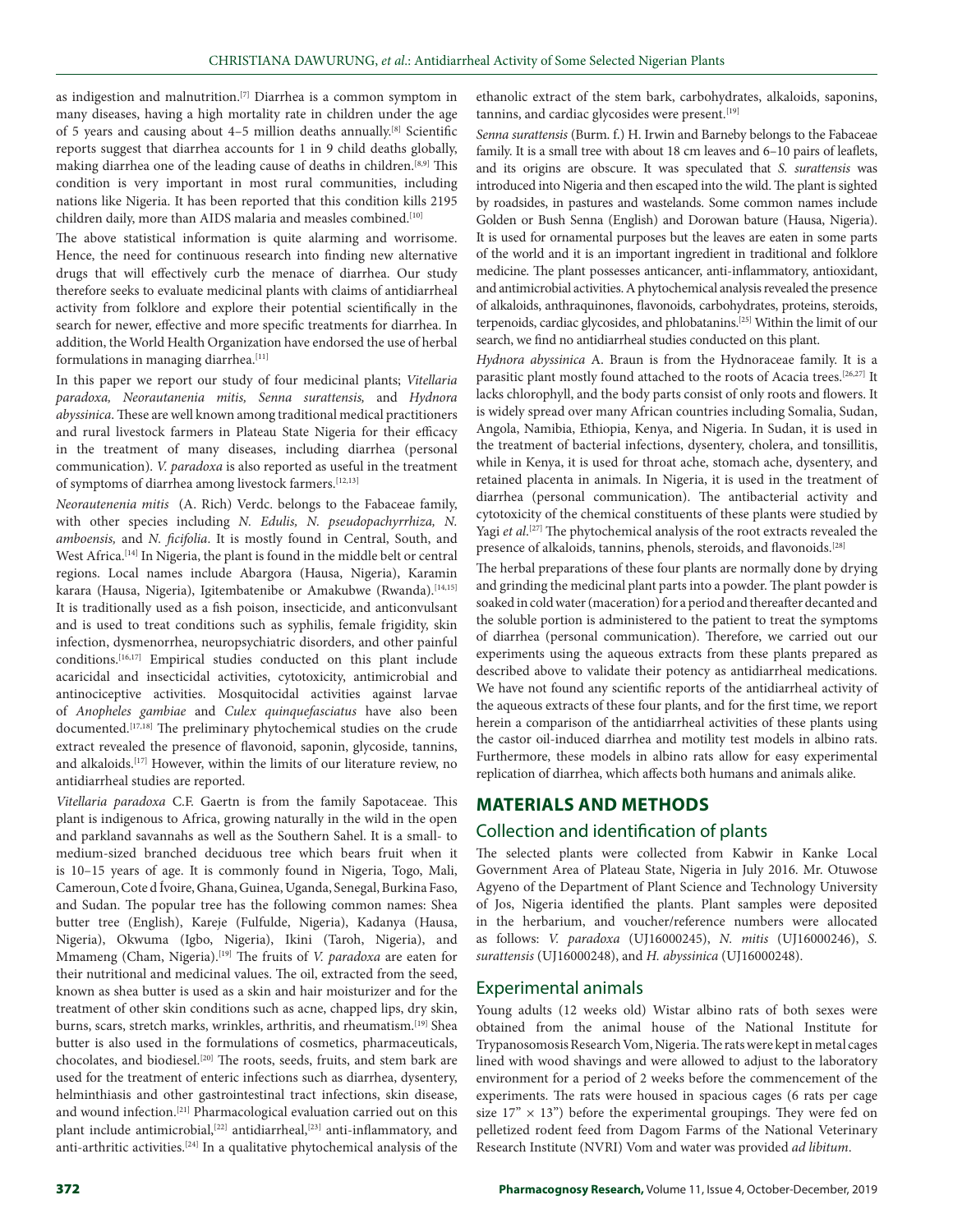as indigestion and malnutrition.[7] Diarrhea is a common symptom in many diseases, having a high mortality rate in children under the age of 5 years and causing about 4–5 million deaths annually.[8] Scientific reports suggest that diarrhea accounts for 1 in 9 child deaths globally, making diarrhea one of the leading cause of deaths in children.[8,9] This condition is very important in most rural communities, including nations like Nigeria. It has been reported that this condition kills 2195 children daily, more than AIDS malaria and measles combined.[10]

The above statistical information is quite alarming and worrisome. Hence, the need for continuous research into finding new alternative drugs that will effectively curb the menace of diarrhea. Our study therefore seeks to evaluate medicinal plants with claims of antidiarrheal activity from folklore and explore their potential scientifically in the search for newer, effective and more specific treatments for diarrhea. In addition, the World Health Organization have endorsed the use of herbal formulations in managing diarrhea.[11]

In this paper we report our study of four medicinal plants; *Vitellaria paradoxa, Neorautanenia mitis, Senna surattensis,* and *Hydnora abyssinica*. These are well known among traditional medical practitioners and rural livestock farmers in Plateau State Nigeria for their efficacy in the treatment of many diseases, including diarrhea (personal communication). *V. paradoxa* is also reported as useful in the treatment of symptoms of diarrhea among livestock farmers.[12,13]

*Neorautenenia mitis* (A. Rich) Verdc. belongs to the Fabaceae family, with other species including *N. Edulis, N. pseudopachyrrhiza, N. amboensis,* and *N. ficifolia*. It is mostly found in Central, South, and West Africa.[14] In Nigeria, the plant is found in the middle belt or central regions. Local names include Abargora (Hausa, Nigeria), Karamin karara (Hausa, Nigeria), Igitembatenibe or Amakubwe (Rwanda).[14,15] It is traditionally used as a fish poison, insecticide, and anticonvulsant and is used to treat conditions such as syphilis, female frigidity, skin infection, dysmenorrhea, neuropsychiatric disorders, and other painful conditions.[16,17] Empirical studies conducted on this plant include acaricidal and insecticidal activities, cytotoxicity, antimicrobial and antinociceptive activities. Mosquitocidal activities against larvae of *Anopheles gambiae* and *Culex quinquefasciatus* have also been documented.[17,18] The preliminary phytochemical studies on the crude extract revealed the presence of flavonoid, saponin, glycoside, tannins, and alkaloids.[17] However, within the limits of our literature review, no antidiarrheal studies are reported.

*Vitellaria paradoxa* C.F. Gaertn is from the family Sapotaceae. This plant is indigenous to Africa, growing naturally in the wild in the open and parkland savannahs as well as the Southern Sahel. It is a small- to medium-sized branched deciduous tree which bears fruit when it is 10–15 years of age. It is commonly found in Nigeria, Togo, Mali, Cameroun, Cote d Ívoire, Ghana, Guinea, Uganda, Senegal, Burkina Faso, and Sudan. The popular tree has the following common names: Shea butter tree (English), Kareje (Fulfulde, Nigeria), Kadanya (Hausa, Nigeria), Okwuma (Igbo, Nigeria), Ikini (Taroh, Nigeria), and Mmameng (Cham, Nigeria).[19] The fruits of *V. paradoxa* are eaten for their nutritional and medicinal values. The oil, extracted from the seed, known as shea butter is used as a skin and hair moisturizer and for the treatment of other skin conditions such as acne, chapped lips, dry skin, burns, scars, stretch marks, wrinkles, arthritis, and rheumatism.[19] Shea butter is also used in the formulations of cosmetics, pharmaceuticals, chocolates, and biodiesel.[20] The roots, seeds, fruits, and stem bark are used for the treatment of enteric infections such as diarrhea, dysentery, helminthiasis and other gastrointestinal tract infections, skin disease, and wound infection.[21] Pharmacological evaluation carried out on this plant include antimicrobial,[22] antidiarrheal,[23] anti-inflammatory, and anti-arthritic activities.[24] In a qualitative phytochemical analysis of the ethanolic extract of the stem bark, carbohydrates, alkaloids, saponins, tannins, and cardiac glycosides were present.[19]

*Senna surattensis* (Burm. f.) H. Irwin and Barneby belongs to the Fabaceae family. It is a small tree with about 18 cm leaves and 6–10 pairs of leaflets, and its origins are obscure. It was speculated that *S. surattensis* was introduced into Nigeria and then escaped into the wild. The plant is sighted by roadsides, in pastures and wastelands. Some common names include Golden or Bush Senna (English) and Dorowan bature (Hausa, Nigeria). It is used for ornamental purposes but the leaves are eaten in some parts of the world and it is an important ingredient in traditional and folklore medicine. The plant possesses anticancer, anti-inflammatory, antioxidant, and antimicrobial activities. A phytochemical analysis revealed the presence of alkaloids, anthraquinones, flavonoids, carbohydrates, proteins, steroids, terpenoids, cardiac glycosides, and phlobatanins.[25] Within the limit of our search, we find no antidiarrheal studies conducted on this plant.

*Hydnora abyssinica* A. Braun is from the Hydnoraceae family. It is a parasitic plant mostly found attached to the roots of Acacia trees.[26,27] It lacks chlorophyll, and the body parts consist of only roots and flowers. It is widely spread over many African countries including Somalia, Sudan, Angola, Namibia, Ethiopia, Kenya, and Nigeria. In Sudan, it is used in the treatment of bacterial infections, dysentery, cholera, and tonsillitis, while in Kenya, it is used for throat ache, stomach ache, dysentery, and retained placenta in animals. In Nigeria, it is used in the treatment of diarrhea (personal communication). The antibacterial activity and cytotoxicity of the chemical constituents of these plants were studied by Yagi *et al*.[27] The phytochemical analysis of the root extracts revealed the presence of alkaloids, tannins, phenols, steroids, and flavonoids.[28]

The herbal preparations of these four plants are normally done by drying and grinding the medicinal plant parts into a powder. The plant powder is soaked in cold water (maceration) for a period and thereafter decanted and the soluble portion is administered to the patient to treat the symptoms of diarrhea (personal communication). Therefore, we carried out our experiments using the aqueous extracts from these plants prepared as described above to validate their potency as antidiarrheal medications. We have not found any scientific reports of the antidiarrheal activity of the aqueous extracts of these four plants, and for the first time, we report herein a comparison of the antidiarrheal activities of these plants using the castor oil-induced diarrhea and motility test models in albino rats. Furthermore, these models in albino rats allow for easy experimental replication of diarrhea, which affects both humans and animals alike.

## MATERIALS AND METHODS

### Collection and identification of plants

The selected plants were collected from Kabwir in Kanke Local Government Area of Plateau State, Nigeria in July 2016. Mr. Otuwose Agyeno of the Department of Plant Science and Technology University of Jos, Nigeria identified the plants. Plant samples were deposited in the herbarium, and voucher/reference numbers were allocated as follows: *V. paradoxa* (UJ16000245), *N. mitis* (UJ16000246), *S. surattensis* (UJ16000248), and *H. abyssinica* (UJ16000248).

### Experimental animals

Young adults (12 weeks old) Wistar albino rats of both sexes were obtained from the animal house of the National Institute for Trypanosomosis Research Vom, Nigeria. The rats were kept in metal cages lined with wood shavings and were allowed to adjust to the laboratory environment for a period of 2 weeks before the commencement of the experiments. The rats were housed in spacious cages (6 rats per cage size 17" × 13") before the experimental groupings. They were fed on pelletized rodent feed from Dagom Farms of the National Veterinary Research Institute (NVRI) Vom and water was provided *ad libitum*.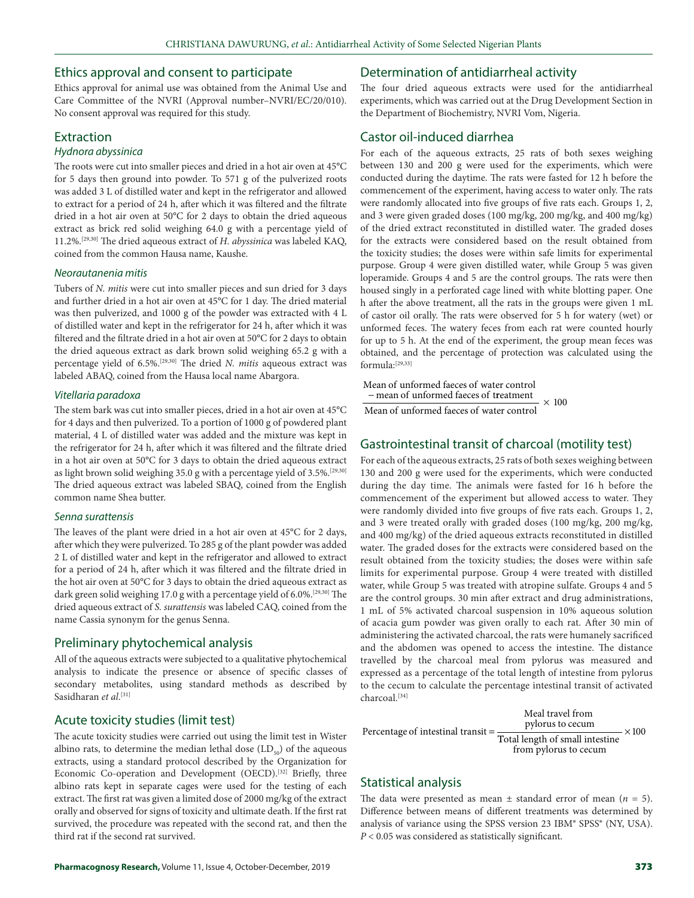## Ethics approval and consent to participate

Ethics approval for animal use was obtained from the Animal Use and Care Committee of the NVRI (Approval number–NVRI/EC/20/010). No consent approval was required for this study.

## Extraction

### *Hydnora abyssinica*

The roots were cut into smaller pieces and dried in a hot air oven at 45°C for 5 days then ground into powder. To 571 g of the pulverized roots was added 3 L of distilled water and kept in the refrigerator and allowed to extract for a period of 24 h, after which it was filtered and the filtrate dried in a hot air oven at 50°C for 2 days to obtain the dried aqueous extract as brick red solid weighing 64.0 g with a percentage yield of 11.2%.[29,30] The dried aqueous extract of *H. abyssinica* was labeled KAQ, coined from the common Hausa name, Kaushe.

### *Neoratanenia mitis*

Tubers of *N. mitis* were cut into smaller pieces and sun dried for 3 days and further dried in a hot air oven at 45°C for 1 day. The dried material was then pulverized, and 1000 g of the powder was extracted with 4 L of distilled water and kept in the refrigerator for 24 h, after which it was filtered and the filtrate dried in a hot air oven at 50°C for 2 days to obtain the dried aqueous extract as dark brown solid weighing 65.2 g with a percentage yield of 6.5%.[29,30] The dried *N. mitis* aqueous extract was labeled ABAQ, coined from the Hausa local name Abargora.

### *Vitellaria paradoxa*

The stem bark was cut into smaller pieces, dried in a hot air oven at 45°C for 4 days and then pulverized. To a portion of 1000 g of powdered plant material, 4 L of distilled water was added and the mixture was kept in the refrigerator for 24 h, after which it was filtered and the filtrate dried in a hot air oven at 50°C for 3 days to obtain the dried aqueous extract as light brown solid weighing 35.0 g with a percentage yield of 3.5%.[29,30] The dried aqueous extract was labeled SBAQ, coined from the English common name Shea butter.

### *Senna surattensis*

The leaves of the plant were dried in a hot air oven at 45°C for 2 days, after which they were pulverized. To 285 g of the plant powder was added 2 L of distilled water and kept in the refrigerator and allowed to extract for a period of 24 h, after which it was filtered and the filtrate dried in the hot air oven at 50°C for 3 days to obtain the dried aqueous extract as dark green solid weighing 17.0 g with a percentage yield of 6.0%.[29,30] The dried aqueous extract of *S. surattensis* was labeled CAQ, coined from the name Cassia synonym for the genus Senna.

## Preliminary phytochemical analysis

All of the aqueous extracts were subjected to a qualitative phytochemical analysis to indicate the presence or absence of specific classes of secondary metabolites, using standard methods as described by Sasidharan *et al*.[31]

## Acute toxicity studies (limit test)

The acute toxicity studies were carried out using the limit test in Wister albino rats, to determine the median lethal dose ($LD_{50}$) of the aqueous extracts, using a standard protocol described by the Organization for Economic Co-operation and Development (OECD).[32] Briefly, three albino rats kept in separate cages were used for the testing of each extract. The first rat was given a limited dose of 2000 mg/kg of the extract orally and observed for signs of toxicity and ultimate death. If the first rat survived, the procedure was repeated with the second rat, and then the third rat if the second rat survived.

## Determination of antidiarrheal activity

The four dried aqueous extracts were used for the antidiarrheal experiments, which was carried out at the Drug Development Section in the Department of Biochemistry, NVRI Vom, Nigeria.

## Castor oil-induced diarrhea

For each of the aqueous extracts, 25 rats of both sexes weighing between 130 and 200 g were used for the experiments, which were conducted during the daytime. The rats were fasted for 12 h before the commencement of the experiment, having access to water only. The rats were randomly allocated into five groups of five rats each. Groups 1, 2, and 3 were given graded doses (100 mg/kg, 200 mg/kg, and 400 mg/kg) of the dried extract reconstituted in distilled water. The graded doses for the extracts were considered based on the result obtained from the toxicity studies; the doses were within safe limits for experimental purpose. Group 4 were given distilled water, while Group 5 was given loperamide. Groups 4 and 5 are the control groups. The rats were then housed singly in a perforated cage lined with white blotting paper. One h after the above treatment, all the rats in the groups were given 1 mL of castor oil orally. The rats were observed for 5 h for watery (wet) or unformed feces. The watery feces from each rat were counted hourly for up to 5 h. At the end of the experiment, the group mean feces was obtained, and the percentage of protection was calculated using the formula:[29,33]

$$\frac{\text{Mean of unformed faeces of water control} - \text{mean of unformed faeces of treatment}}{\text{Mean of unformed faeces of water control}} \times 100$$

## Gastrointestinal transit of charcoal (motility test)

For each of the aqueous extracts, 25 rats of both sexes weighing between 130 and 200 g were used for the experiments, which were conducted during the day time. The animals were fasted for 16 h before the commencement of the experiment but allowed access to water. They were randomly divided into five groups of five rats each. Groups 1, 2, and 3 were treated orally with graded doses (100 mg/kg, 200 mg/kg, and 400 mg/kg) of the dried aqueous extracts reconstituted in distilled water. The graded doses for the extracts were considered based on the result obtained from the toxicity studies; the doses were within safe limits for experimental purpose. Group 4 were treated with distilled water, while Group 5 was treated with atropine sulfate. Groups 4 and 5 are the control groups. 30 min after extract and drug administrations, 1 mL of 5% activated charcoal suspension in 10% aqueous solution of acacia gum powder was given orally to each rat. After 30 min of administering the activated charcoal, the rats were humanely sacrificed and the abdomen was opened to access the intestine. The distance travelled by the charcoal meal from pylorus was measured and expressed as a percentage of the total length of intestine from pylorus to the cecum to calculate the percentage intestinal transit of activated charcoal.[34]

$$\text{Percentage of intestinal transit} = \frac{\text{Meal travel from pylorus to cecum}}{\text{Total length of small intestine from pylorus to cecum}} \times 100$$

## Statistical analysis

The data were presented as mean ± standard error of mean ($n = 5$). Difference between means of different treatments was determined by analysis of variance using the SPSS version 23 IBM® SPSS® (NY, USA). $P < 0.05$ was considered as statistically significant.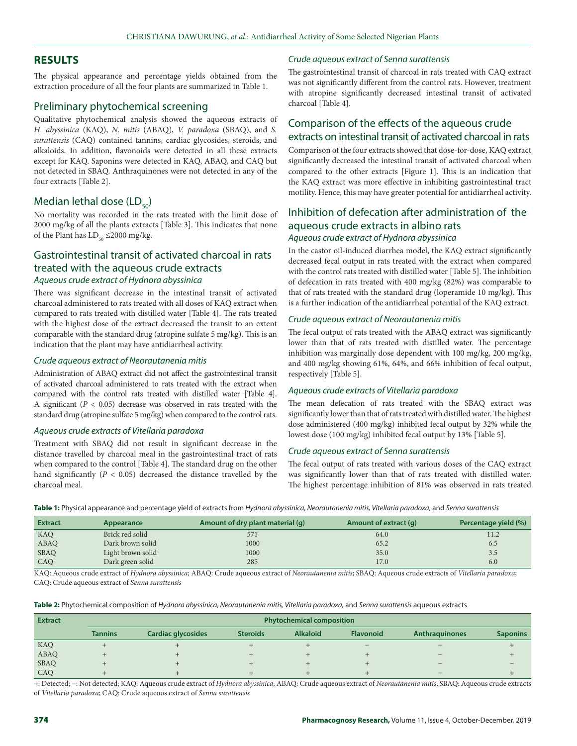## RESULTS

The physical appearance and percentage yields obtained from the extraction procedure of all the four plants are summarized in Table 1.

### Preliminary phytochemical screening

Qualitative phytochemical analysis showed the aqueous extracts of *H. abyssinica* (KAQ), *N. mitis* (ABAQ), *V. paradoxa* (SBAQ), and *S. surattensis* (CAQ) contained tannins, cardiac glycosides, steroids, and alkaloids. In addition, flavonoids were detected in all these extracts except for KAQ. Saponins were detected in KAQ, ABAQ, and CAQ but not detected in SBAQ. Anthraquinones were not detected in any of the four extracts [Table 2].

### Median lethal dose ($LD_{50}$)

No mortality was recorded in the rats treated with the limit dose of 2000 mg/kg of all the plants extracts [Table 3]. This indicates that none of the Plant has $LD_{50}$ ≤2000 mg/kg.

### Gastrointestinal transit of activated charcoal in rats treated with the aqueous crude extracts

#### *Aqueous crude extract of Hydnora abyssinica*

There was significant decrease in the intestinal transit of activated charcoal administered to rats treated with all doses of KAQ extract when compared to rats treated with distilled water [Table 4]. The rats treated with the highest dose of the extract decreased the transit to an extent comparable with the standard drug (atropine sulfate 5 mg/kg). This is an indication that the plant may have antidiarrheal activity.

#### *Crude aqueous extract of Neorautanenia mitis*

Administration of ABAQ extract did not affect the gastrointestinal transit of activated charcoal administered to rats treated with the extract when compared with the control rats treated with distilled water [Table 4]. A significant ($P < 0.05$) decrease was observed in rats treated with the standard drug (atropine sulfate 5 mg/kg) when compared to the control rats.

#### *Aqueous crude extracts of Vitellaria paradoxa*

Treatment with SBAQ did not result in significant decrease in the distance travelled by charcoal meal in the gastrointestinal tract of rats when compared to the control [Table 4]. The standard drug on the other hand significantly ($P < 0.05$) decreased the distance travelled by the charcoal meal.

#### *Crude aqueous extract of Senna surattensis*

The gastrointestinal transit of charcoal in rats treated with CAQ extract was not significantly different from the control rats. However, treatment with atropine significantly decreased intestinal transit of activated charcoal [Table 4].

### Comparison of the effects of the aqueous crude extracts on intestinal transit of activated charcoal in rats

Comparison of the four extracts showed that dose-for-dose, KAQ extract significantly decreased the intestinal transit of activated charcoal when compared to the other extracts [Figure 1]. This is an indication that the KAQ extract was more effective in inhibiting gastrointestinal tract motility. Hence, this may have greater potential for antidiarrheal activity.

### Inhibition of defecation after administration of the aqueous crude extracts in albino rats

#### *Aqueous crude extract of Hydnora abyssinica*

In the castor oil-induced diarrhea model, the KAQ extract significantly decreased fecal output in rats treated with the extract when compared with the control rats treated with distilled water [Table 5]. The inhibition of defecation in rats treated with 400 mg/kg (82%) was comparable to that of rats treated with the standard drug (loperamide 10 mg/kg). This is a further indication of the antidiarrheal potential of the KAQ extract.

#### *Crude aqueous extract of Neorautanenia mitis*

The fecal output of rats treated with the ABAQ extract was significantly lower than that of rats treated with distilled water. The percentage inhibition was marginally dose dependent with 100 mg/kg, 200 mg/kg, and 400 mg/kg showing 61%, 64%, and 66% inhibition of fecal output, respectively [Table 5].

#### *Aqueous crude extracts of Vitellaria paradoxa*

The mean defecation of rats treated with the SBAQ extract was significantly lower than that of rats treated with distilled water. The highest dose administered (400 mg/kg) inhibited fecal output by 32% while the lowest dose (100 mg/kg) inhibited fecal output by 13% [Table 5].

#### *Crude aqueous extract of Senna surattensis*

The fecal output of rats treated with various doses of the CAQ extract was significantly lower than that of rats treated with distilled water. The highest percentage inhibition of 81% was observed in rats treated

**Table 1:** Physical appearance and percentage yield of extracts from *Hydnora abyssinica, Neorautanenia mitis, Vitellaria paradoxa,* and *Senna surattensis*

| Extract | Appearance | Amount of dry plant material (g) | Amount of extract (g) | Percentage yield (%) |
|---|---|---|---|---|
| KAQ | Brick red solid | 571 | 64.0 | 11.2 |
| ABAQ | Dark brown solid | 1000 | 65.2 | 6.5 |
| SBAQ | Light brown solid | 1000 | 35.0 | 3.5 |
| CAQ | Dark green solid | 285 | 17.0 | 6.0 |

KAQ: Aqueous crude extract of *Hydnora abyssinica*; ABAQ: Crude aqueous extract of *Neorautanenia mitis*; SBAQ: Aqueous crude extracts of *Vitellaria paradoxa*; CAQ: Crude aqueous extract of *Senna surattensis*

**Table 2:** Phytochemical composition of *Hydnora abyssinica, Neorautanenia mitis, Vitellaria paradoxa,* and *Senna surattensis* aqueous extracts

| Extract | Phytochemical composition | | | | | | |
|---|---|---|---|---|---|---|---|
| | Tannins | Cardiac glycosides | Steroids | Alkaloid | Flavonoid | Anthraquinones | Saponins |
| KAQ | + | + | + | + | − | − | + |
| ABAQ | + | + | + | + | + | − | + |
| SBAQ | + | + | + | + | + | − | − |
| CAQ | + | + | + | + | + | − | + |

+: Detected; −: Not detected; KAQ: Aqueous crude extract of *Hydnora abyssinica*; ABAQ: Crude aqueous extract of *Neorautanenia mitis*; SBAQ: Aqueous crude extracts of *Vitellaria paradoxa*; CAQ: Crude aqueous extract of *Senna surattensis*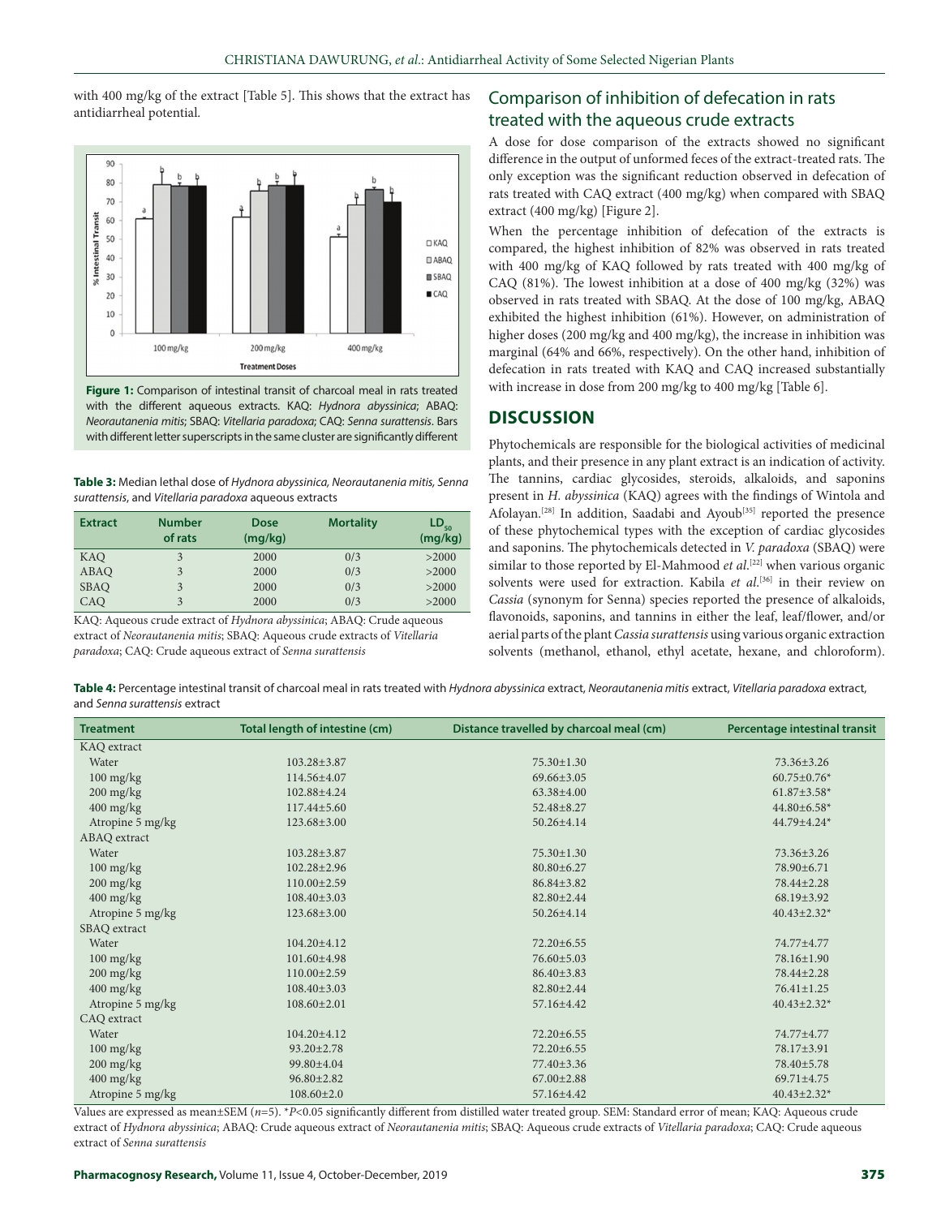with 400 mg/kg of the extract [Table 5]. This shows that the extract has antidiarrheal potential.

**Figure 1:** Comparison of intestinal transit of charcoal meal in rats treated with the different aqueous extracts. KAQ: *Hydnora abyssinica*; ABAQ: *Neorautanenia mitis*; SBAQ: *Vitellaria paradoxa*; CAQ: *Senna surattensis*. Bars with different letter superscripts in the same cluster are significantly different

**Table 3:** Median lethal dose of *Hydnora abyssinica, Neorautanenia mitis, Senna surattensis*, and *Vitellaria paradoxa* aqueous extracts

| Extract | Number of rats | Dose (mg/kg) | Mortality | $LD_{50}$ (mg/kg) |
|---|---|---|---|---|
| KAQ | 3 | 2000 | 0/3 | >2000 |
| ABAQ | 3 | 2000 | 0/3 | >2000 |
| SBAQ | 3 | 2000 | 0/3 | >2000 |
| CAQ | 3 | 2000 | 0/3 | >2000 |

KAQ: Aqueous crude extract of *Hydnora abyssinica*; ABAQ: Crude aqueous extract of *Neorautanenia mitis*; SBAQ: Aqueous crude extracts of *Vitellaria paradoxa*; CAQ: Crude aqueous extract of *Senna surattensis*

## Comparison of inhibition of defecation in rats treated with the aqueous crude extracts

A dose for dose comparison of the extracts showed no significant difference in the output of unformed feces of the extract-treated rats. The only exception was the significant reduction observed in defecation of rats treated with CAQ extract (400 mg/kg) when compared with SBAQ extract (400 mg/kg) [Figure 2].

When the percentage inhibition of defecation of the extracts is compared, the highest inhibition of 82% was observed in rats treated with 400 mg/kg of KAQ followed by rats treated with 400 mg/kg of CAQ (81%). The lowest inhibition at a dose of 400 mg/kg (32%) was observed in rats treated with SBAQ. At the dose of 100 mg/kg, ABAQ exhibited the highest inhibition (61%). However, on administration of higher doses (200 mg/kg and 400 mg/kg), the increase in inhibition was marginal (64% and 66%, respectively). On the other hand, inhibition of defecation in rats treated with KAQ and CAQ increased substantially with increase in dose from 200 mg/kg to 400 mg/kg [Table 6].

## DISCUSSION

Phytochemicals are responsible for the biological activities of medicinal plants, and their presence in any plant extract is an indication of activity. The tannins, cardiac glycosides, steroids, alkaloids, and saponins present in *H. abyssinica* (KAQ) agrees with the findings of Wintola and Afolayan.[28] In addition, Saadabi and Ayoub[35] reported the presence of these phytochemical types with the exception of cardiac glycosides and saponins. The phytochemicals detected in *V. paradoxa* (SBAQ) were similar to those reported by El-Mahmood *et al*.[22] when various organic solvents were used for extraction. Kabila *et al*.[36] in their review on *Cassia* (synonym for Senna) species reported the presence of alkaloids, flavonoids, saponins, and tannins in either the leaf, leaf/flower, and/or aerial parts of the plant *Cassia surattensis* using various organic extraction solvents (methanol, ethanol, ethyl acetate, hexane, and chloroform).

**Table 4:** Percentage intestinal transit of charcoal meal in rats treated with *Hydnora abyssinica* extract, *Neorautanenia mitis* extract, *Vitellaria paradoxa* extract, and *Senna surattensis* extract

| Treatment | Total length of intestine (cm) | Distance travelled by charcoal meal (cm) | Percentage intestinal transit |
|---|---|---|---|
| KAQ extract | | | |
| Water | 103.28±3.87 | 75.30±1.30 | 73.36±3.26 |
| 100 mg/kg | 114.56±4.07 | 69.66±3.05 | 60.75±0.76* |
| 200 mg/kg | 102.88±4.24 | 63.38±4.00 | 61.87±3.58* |
| 400 mg/kg | 117.44±5.60 | 52.48±8.27 | 44.80±6.58* |
| Atropine 5 mg/kg | 123.68±3.00 | 50.26±4.14 | 44.79±4.24* |
| ABAQ extract | | | |
| Water | 103.28±3.87 | 75.30±1.30 | 73.36±3.26 |
| 100 mg/kg | 102.28±2.96 | 80.80±6.27 | 78.90±6.71 |
| 200 mg/kg | 110.00±2.59 | 86.84±3.82 | 78.44±2.28 |
| 400 mg/kg | 108.40±3.03 | 82.80±2.44 | 68.19±3.92 |
| Atropine 5 mg/kg | 123.68±3.00 | 50.26±4.14 | 40.43±2.32* |
| SBAQ extract | | | |
| Water | 104.20±4.12 | 72.20±6.55 | 74.77±4.77 |
| 100 mg/kg | 101.60±4.98 | 76.60±5.03 | 78.16±1.90 |
| 200 mg/kg | 110.00±2.59 | 86.40±3.83 | 78.44±2.28 |
| 400 mg/kg | 108.40±3.03 | 82.80±2.44 | 76.41±1.25 |
| Atropine 5 mg/kg | 108.60±2.01 | 57.16±4.42 | 40.43±2.32* |
| CAQ extract | | | |
| Water | 104.20±4.12 | 72.20±6.55 | 74.77±4.77 |
| 100 mg/kg | 93.20±2.78 | 72.20±6.55 | 78.17±3.91 |
| 200 mg/kg | 99.80±4.04 | 77.40±3.36 | 78.40±5.78 |
| 400 mg/kg | 96.80±2.82 | 67.00±2.88 | 69.71±4.75 |
| Atropine 5 mg/kg | 108.60±2.0 | 57.16±4.42 | 40.43±2.32* |

Values are expressed as mean±SEM ($n$=5). *$P$<0.05 significantly different from distilled water treated group. SEM: Standard error of mean; KAQ: Aqueous crude extract of *Hydnora abyssinica*; ABAQ: Crude aqueous extract of *Neorautanenia mitis*; SBAQ: Aqueous crude extracts of *Vitellaria paradoxa*; CAQ: Crude aqueous extract of *Senna surattensis*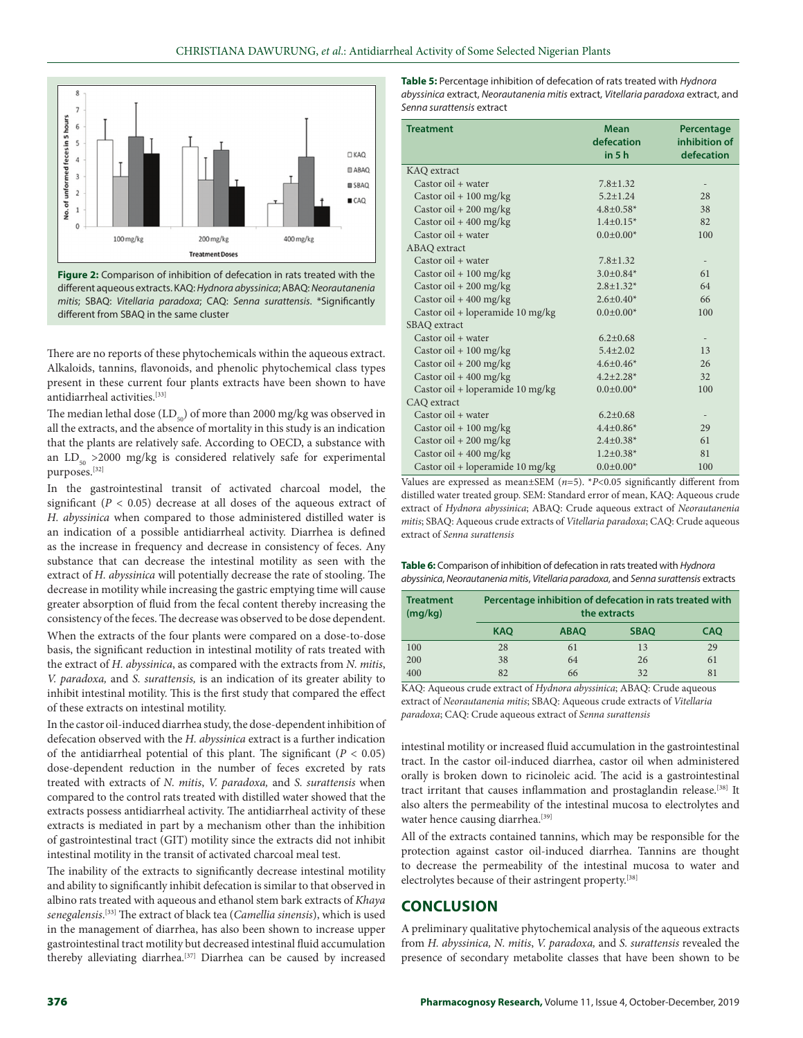Figure 2: Comparison of inhibition of defecation in rats treated with the different aqueous extracts. KAQ: *Hydnora abyssinica*; ABAQ: *Neorautanenia mitis*; SBAQ: *Vitellaria paradoxa*; CAQ: *Senna surattensis*. *Significantly different from SBAQ in the same cluster

There are no reports of these phytochemicals within the aqueous extract. Alkaloids, tannins, flavonoids, and phenolic phytochemical class types present in these current four plants extracts have been shown to have antidiarrheal activities.[33]

The median lethal dose ($LD_{50}$) of more than 2000 mg/kg was observed in all the extracts, and the absence of mortality in this study is an indication that the plants are relatively safe. According to OECD, a substance with an $LD_{50}$ >2000 mg/kg is considered relatively safe for experimental purposes.[32]

In the gastrointestinal transit of activated charcoal model, the significant ($P < 0.05$) decrease at all doses of the aqueous extract of *H. abyssinica* when compared to those administered distilled water is an indication of a possible antidiarrheal activity. Diarrhea is defined as the increase in frequency and decrease in consistency of feces. Any substance that can decrease the intestinal motility as seen with the extract of *H. abyssinica* will potentially decrease the rate of stooling. The decrease in motility while increasing the gastric emptying time will cause greater absorption of fluid from the fecal content thereby increasing the consistency of the feces. The decrease was observed to be dose dependent.

When the extracts of the four plants were compared on a dose-to-dose basis, the significant reduction in intestinal motility of rats treated with the extract of *H. abyssinica*, as compared with the extracts from *N. mitis*, *V. paradoxa,* and *S. surattensis,* is an indication of its greater ability to inhibit intestinal motility. This is the first study that compared the effect of these extracts on intestinal motility.

In the castor oil-induced diarrhea study, the dose-dependent inhibition of defecation observed with the *H. abyssinica* extract is a further indication of the antidiarrheal potential of this plant. The significant ($P < 0.05$) dose-dependent reduction in the number of feces excreted by rats treated with extracts of *N. mitis*, *V. paradoxa*, and *S. surattensis* when compared to the control rats treated with distilled water showed that the extracts possess antidiarrheal activity. The antidiarrheal activity of these extracts is mediated in part by a mechanism other than the inhibition of gastrointestinal tract (GIT) motility since the extracts did not inhibit intestinal motility in the transit of activated charcoal meal test.

The inability of the extracts to significantly decrease intestinal motility and ability to significantly inhibit defecation is similar to that observed in albino rats treated with aqueous and ethanol stem bark extracts of *Khaya senegalensis*.[33] The extract of black tea (*Camellia sinensis*), which is used in the management of diarrhea, has also been shown to increase upper gastrointestinal tract motility but decreased intestinal fluid accumulation thereby alleviating diarrhea.[37] Diarrhea can be caused by increased intestinal motility or increased fluid accumulation in the gastrointestinal tract. In the castor oil-induced diarrhea, castor oil when administered orally is broken down to ricinoleic acid. The acid is a gastrointestinal tract irritant that causes inflammation and prostaglandin release.[38] It also alters the permeability of the intestinal mucosa to electrolytes and water hence causing diarrhea.[39]

All of the extracts contained tannins, which may be responsible for the protection against castor oil-induced diarrhea. Tannins are thought to decrease the permeability of the intestinal mucosa to water and electrolytes because of their astringent property.[38]

**Table 5:** Percentage inhibition of defecation of rats treated with *Hydnora abyssinica* extract, *Neorautanenia mitis* extract, *Vitellaria paradoxa* extract, and *Senna surattensis* extract

| Treatment | Mean defecation in 5 h | Percentage inhibition of defecation |
|---|---|---|
| KAQ extract | | |
| Castor oil + water | 7.8±1.32 | - |
| Castor oil + 100 mg/kg | 5.2±1.24 | 28 |
| Castor oil + 200 mg/kg | 4.8±0.58* | 38 |
| Castor oil + 400 mg/kg | 1.4±0.15* | 82 |
| Castor oil + water | 0.0±0.00* | 100 |
| ABAQ extract | | |
| Castor oil + water | 7.8±1.32 | - |
| Castor oil + 100 mg/kg | 3.0±0.84* | 61 |
| Castor oil + 200 mg/kg | 2.8±1.32* | 64 |
| Castor oil + 400 mg/kg | 2.6±0.40* | 66 |
| Castor oil + loperamide 10 mg/kg | 0.0±0.00* | 100 |
| SBAQ extract | | |
| Castor oil + water | 6.2±0.68 | - |
| Castor oil + 100 mg/kg | 5.4±2.02 | 13 |
| Castor oil + 200 mg/kg | 4.6±0.46* | 26 |
| Castor oil + 400 mg/kg | 4.2±2.28* | 32 |
| Castor oil + loperamide 10 mg/kg | 0.0±0.00* | 100 |
| CAQ extract | | |
| Castor oil + water | 6.2±0.68 | - |
| Castor oil + 100 mg/kg | 4.4±0.86* | 29 |
| Castor oil + 200 mg/kg | 2.4±0.38* | 61 |
| Castor oil + 400 mg/kg | 1.2±0.38* | 81 |
| Castor oil + loperamide 10 mg/kg | 0.0±0.00* | 100 |

Values are expressed as mean±SEM ($n$=5). *$P$<0.05 significantly different from distilled water treated group. SEM: Standard error of mean, KAQ: Aqueous crude extract of *Hydnora abyssinica*; ABAQ: Crude aqueous extract of *Neorautanenia mitis*; SBAQ: Aqueous crude extracts of *Vitellaria paradoxa*; CAQ: Crude aqueous extract of *Senna surattensis*

**Table 6:** Comparison of inhibition of defecation in rats treated with *Hydnora abyssinica*, *Neorautanenia mitis*, *Vitellaria paradoxa*, and *Senna surattensis* extracts

| Treatment (mg/kg) | Percentage inhibition of defecation in rats treated with the extracts | | | |
|---|---|---|---|---|
| | KAQ | ABAQ | SBAQ | CAQ |
| 100 | 28 | 61 | 13 | 29 |
| 200 | 38 | 64 | 26 | 61 |
| 400 | 82 | 66 | 32 | 81 |

KAQ: Aqueous crude extract of *Hydnora abyssinica*; ABAQ: Crude aqueous extract of *Neorautanenia mitis*; SBAQ: Aqueous crude extracts of *Vitellaria paradoxa*; CAQ: Crude aqueous extract of *Senna surattensis*

## CONCLUSION

A preliminary qualitative phytochemical analysis of the aqueous extracts from *H. abyssinica, N. mitis*, *V. paradoxa,* and *S. surattensis* revealed the presence of secondary metabolite classes that have been shown to be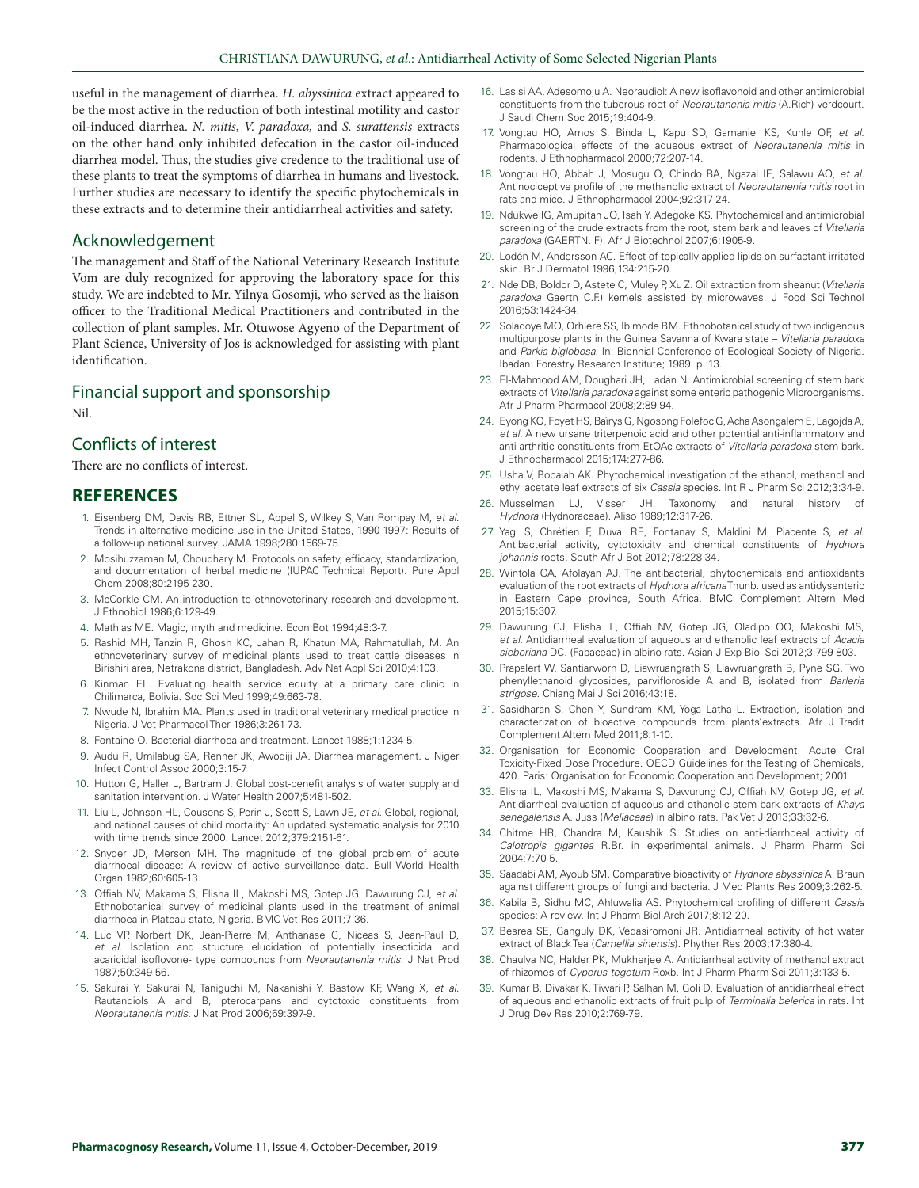useful in the management of diarrhea. *H. abyssinica* extract appeared to be the most active in the reduction of both intestinal motility and castor oil-induced diarrhea. *N. mitis*, *V. paradoxa,* and *S. surattensis* extracts on the other hand only inhibited defecation in the castor oil-induced diarrhea model. Thus, the studies give credence to the traditional use of these plants to treat the symptoms of diarrhea in humans and livestock. Further studies are necessary to identify the specific phytochemicals in these extracts and to determine their antidiarrheal activities and safety.

## Acknowledgement

The management and Staff of the National Veterinary Research Institute Vom are duly recognized for approving the laboratory space for this study. We are indebted to Mr. Yilnya Gosomji, who served as the liaison officer to the Traditional Medical Practitioners and contributed in the collection of plant samples. Mr. Otuwose Agyeno of the Department of Plant Science, University of Jos is acknowledged for assisting with plant identification.

## Financial support and sponsorship

Nil.

## Conflicts of interest

There are no conflicts of interest.

## REFERENCES

1. Eisenberg DM, Davis RB, Ettner SL, Appel S, Wilkey S, Van Rompay M, *et al*. Trends in alternative medicine use in the United States, 1990-1997: Results of a follow-up national survey. JAMA 1998;280:1569-75.
2. Mosihuzzaman M, Choudhary M. Protocols on safety, efficacy, standardization, and documentation of herbal medicine (IUPAC Technical Report). Pure Appl Chem 2008;80:2195-230.
3. McCorkle CM. An introduction to ethnoveterinary research and development. J Ethnobiol 1986;6:129-49.
4. Mathias ME. Magic, myth and medicine. Econ Bot 1994;48:3-7.
5. Rashid MH, Tanzin R, Ghosh KC, Jahan R, Khatun MA, Rahmatullah, M. An ethnoveterinary survey of medicinal plants used to treat cattle diseases in Birishiri area, Netrakona district, Bangladesh. Adv Nat Appl Sci 2010;4:103.
6. Kinman EL. Evaluating health service equity at a primary care clinic in Chilimarca, Bolivia. Soc Sci Med 1999;49:663-78.
7. Nwude N, Ibrahim MA. Plants used in traditional veterinary medical practice in Nigeria. J Vet Pharmacol Ther 1986;3:261-73.
8. Fontaine O. Bacterial diarrhoea and treatment. Lancet 1988;1:1234-5.
9. Audu R, Umilabug SA, Renner JK, Awodiji JA. Diarrhea management. J Niger Infect Control Assoc 2000;3:15-7.
10. Hutton G, Haller L, Bartram J. Global cost-benefit analysis of water supply and sanitation intervention. J Water Health 2007;5:481-502.
11. Liu L, Johnson HL, Cousens S, Perin J, Scott S, Lawn JE, *et al*. Global, regional, and national causes of child mortality: An updated systematic analysis for 2010 with time trends since 2000. Lancet 2012;379:2151-61.
12. Snyder JD, Merson MH. The magnitude of the global problem of acute diarrhoeal disease: A review of active surveillance data. Bull World Health Organ 1982;60:605-13.
13. Offiah NV, Makama S, Elisha IL, Makoshi MS, Gotep JG, Dawurung CJ, *et al*. Ethnobotanical survey of medicinal plants used in the treatment of animal diarrhoea in Plateau state, Nigeria. BMC Vet Res 2011;7:36.
14. Luc VP, Norbert DK, Jean-Pierre M, Anthanase G, Niceas S, Jean-Paul D, *et al*. Isolation and structure elucidation of potentially insecticidal and acaricidal isoflovone- type compounds from *Neorautanenia mitis*. J Nat Prod 1987;50:349-56.
15. Sakurai Y, Sakurai N, Taniguchi M, Nakanishi Y, Bastow KF, Wang X, *et al*. Rautandiols A and B, pterocarpans and cytotoxic constituents from *Neorautanenia mitis*. J Nat Prod 2006;69:397-9.
16. Lasisi AA, Adesomoju A. Neoraudiol: A new isoflavonoid and other antimicrobial constituents from the tuberous root of *Neorautanenia mitis* (A.Rich) verdcourt. J Saudi Chem Soc 2015;19:404-9.
17. Vongtau HO, Amos S, Binda L, Kapu SD, Gamaniel KS, Kunle OF, *et al*. Pharmacological effects of the aqueous extract of *Neorautanenia mitis* in rodents. J Ethnopharmacol 2000;72:207-14.
18. Vongtau HO, Abbah J, Mosugu O, Chindo BA, Ngazal IE, Salawu AO, *et al*. Antinociceptive profile of the methanolic extract of *Neorautanenia mitis* root in rats and mice. J Ethnopharmacol 2004;92:317-24.
19. Ndukwe IG, Amupitan JO, Isah Y, Adegoke KS. Phytochemical and antimicrobial screening of the crude extracts from the root, stem bark and leaves of *Vitellaria paradoxa* (GAERTN. F). Afr J Biotechnol 2007;6:1905-9.
20. Lodén M, Andersson AC. Effect of topically applied lipids on surfactant-irritated skin. Br J Dermatol 1996;134:215-20.
21. Nde DB, Boldor D, Astete C, Muley P, Xu Z. Oil extraction from sheanut (*Vitellaria paradoxa* Gaertn C.F.) kernels assisted by microwaves. J Food Sci Technol 2016;53:1424-34.
22. Soladoye MO, Orhiere SS, Ibimode BM. Ethnobotanical study of two indigenous multipurpose plants in the Guinea Savanna of Kwara state – *Vitellaria paradoxa* and *Parkia biglobosa*. In: Biennial Conference of Ecological Society of Nigeria. Ibadan: Forestry Research Institute; 1989. p. 13.
23. El-Mahmood AM, Doughari JH, Ladan N. Antimicrobial screening of stem bark extracts of *Vitellaria paradoxa* against some enteric pathogenic Microorganisms. Afr J Pharm Pharmacol 2008;2:89-94.
24. Eyong KO, Foyet HS, Baïrys G, Ngosong Folefoc G, Acha Asongalem E, Lagojda A, *et al*. A new ursane triterpenoic acid and other potential anti-inflammatory and anti-arthritic constituents from EtOAc extracts of *Vitellaria paradoxa* stem bark. J Ethnopharmacol 2015;174:277-86.
25. Usha V, Bopaiah AK. Phytochemical investigation of the ethanol, methanol and ethyl acetate leaf extracts of six *Cassia* species. Int R J Pharm Sci 2012;3:34-9.
26. Musselman LJ, Visser JH. Taxonomy and natural history of *Hydnora* (Hydnoraceae). Aliso 1989;12:317-26.
27. Yagi S, Chrétien F, Duval RE, Fontanay S, Maldini M, Piacente S, *et al*. Antibacterial activity, cytotoxicity and chemical constituents of *Hydnora johannis* roots. South Afr J Bot 2012;78:228-34.
28. Wintola OA, Afolayan AJ. The antibacterial, phytochemicals and antioxidants evaluation of the root extracts of *Hydnora africana* Thunb. used as antidysenteric in Eastern Cape province, South Africa. BMC Complement Altern Med 2015;15:307.
29. Dawurung CJ, Elisha IL, Offiah NV, Gotep JG, Oladipo OO, Makoshi MS, *et al*. Antidiarrheal evaluation of aqueous and ethanolic leaf extracts of *Acacia sieberiana* DC. (Fabaceae) in albino rats. Asian J Exp Biol Sci 2012;3:799-803.
30. Prapalert W, Santiarworn D, Liawruangrath S, Liawruangrath B, Pyne SG. Two phenyllethanoid glycosides, parvifloroside A and B, isolated from *Barleria strigose*. Chiang Mai J Sci 2016;43:18.
31. Sasidharan S, Chen Y, Sundram KM, Yoga Latha L. Extraction, isolation and characterization of bioactive compounds from plants' extracts. Afr J Tradit Complement Altern Med 2011;8:1-10.
32. Organisation for Economic Cooperation and Development. Acute Oral Toxicity-Fixed Dose Procedure. OECD Guidelines for the Testing of Chemicals, 420. Paris: Organisation for Economic Cooperation and Development; 2001.
33. Elisha IL, Makoshi MS, Makama S, Dawurung CJ, Offiah NV, Gotep JG, *et al*. Antidiarrheal evaluation of aqueous and ethanolic stem bark extracts of *Khaya senegalensis* A. Juss (*Meliaceae*) in albino rats. Pak Vet J 2013;33:32-6.
34. Chitme HR, Chandra M, Kaushik S. Studies on anti-diarrhoeal activity of *Calotropis gigantea* R.Br. in experimental animals. J Pharm Pharm Sci 2004;7:70-5.
35. Saadabi AM, Ayoub SM. Comparative bioactivity of *Hydnora abyssinica* A. Braun against different groups of fungi and bacteria. J Med Plants Res 2009;3:262-5.
36. Kabila B, Sidhu MC, Ahluwalia AS. Phytochemical profiling of different *Cassia* species: A review. Int J Pharm Biol Arch 2017;8:12-20.
37. Besrea SE, Ganguly DK, Vedasiromoni JR. Antidiarrheal activity of hot water extract of Black Tea (*Camellia sinensis*). Phyther Res 2003;17:380-4.
38. Chaulya NC, Halder PK, Mukherjee A. Antidiarrheal activity of methanol extract of rhizomes of *Cyperus tegetum* Roxb. Int J Pharm Pharm Sci 2011;3:133-5.
39. Kumar B, Divakar K, Tiwari P, Salhan M, Goli D. Evaluation of antidiarrheal effect of aqueous and ethanolic extracts of fruit pulp of *Terminalia belerica* in rats. Int J Drug Dev Res 2010;2:769-79.